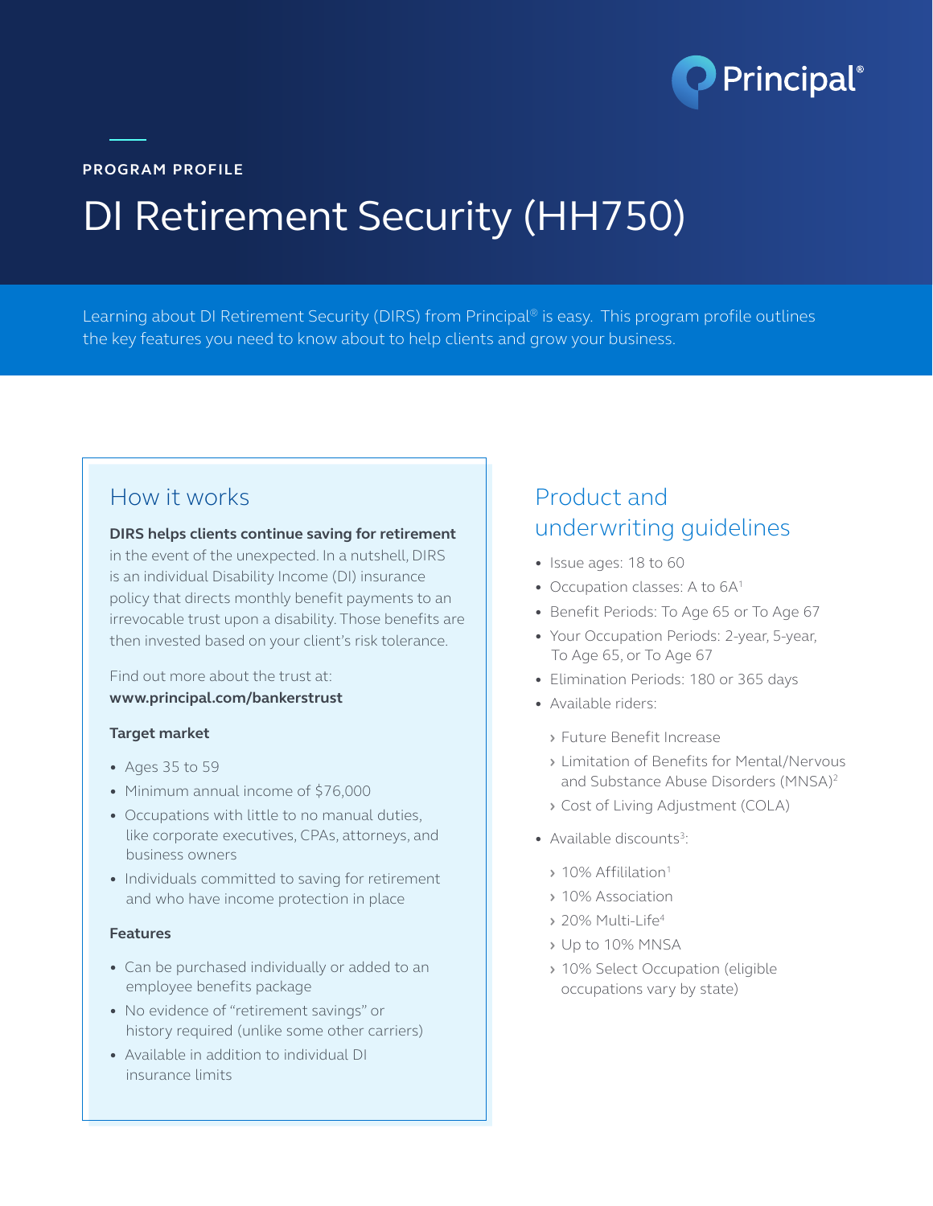Principal®

PROGRAM PROFILE

# DI Retirement Security (HH750)

Learning about DI Retirement Security (DIRS) from Principal® is easy. This program profile outlines the key features you need to know about to help clients and grow your business.

## How it works

**DIRS helps clients continue saving for retirement** in the event of the unexpected. In a nutshell, DIRS is an individual Disability Income (DI) insurance policy that directs monthly benefit payments to an irrevocable trust upon a disability. Those benefits are then invested based on your client's risk tolerance.

Find out more about the trust at: **www.principal.com/bankerstrust**

### Target market

- Ages 35 to 59
- Minimum annual income of $76,000
- Occupations with little to no manual duties, like corporate executives, CPAs, attorneys, and business owners
- Individuals committed to saving for retirement and who have income protection in place

### Features

- Can be purchased individually or added to an employee benefits package
- No evidence of "retirement savings" or history required (unlike some other carriers)
- Available in addition to individual DI insurance limits

## Product and underwriting guidelines

- Issue ages: 18 to 60
- Occupation classes: A to 6A[1]
- Benefit Periods: To Age 65 or To Age 67
- Your Occupation Periods: 2-year, 5-year, To Age 65, or To Age 67
- Elimination Periods: 180 or 365 days
- Available riders:
  - Future Benefit Increase
  - Limitation of Benefits for Mental/Nervous and Substance Abuse Disorders (MNSA)[2]
  - Cost of Living Adjustment (COLA)
- Available discounts[3]:
  - 10% Affilitation[1]
  - 10% Association
  - 20% Multi-Life[4]
  - Up to 10% MNSA
  - 10% Select Occupation (eligible occupations vary by state)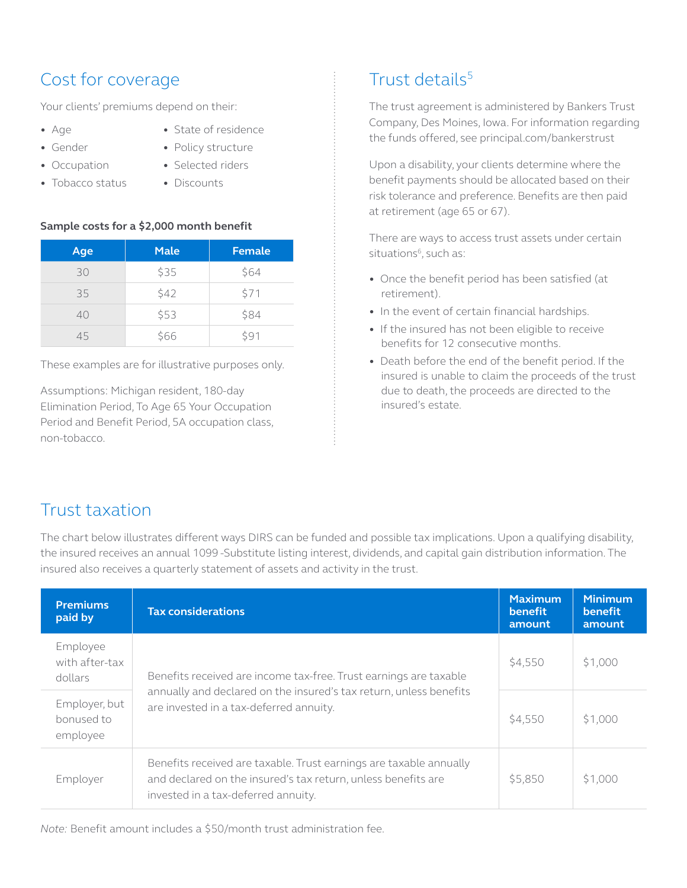## Cost for coverage

Your clients' premiums depend on their:

- Age
- Gender
- Occupation
- Tobacco status
- State of residence
- Policy structure
- Selected riders
- Discounts

**Sample costs for a $2,000 month benefit**

| Age | Male | Female |
| --- | --- | --- |
| 30 | $35 | $64 |
| 35 | $42 | $71 |
| 40 | $53 | $84 |
| 45 | $66 | $91 |

These examples are for illustrative purposes only.

Assumptions: Michigan resident, 180-day Elimination Period, To Age 65 Your Occupation Period and Benefit Period, 5A occupation class, non-tobacco.

## Trust details[5]

The trust agreement is administered by Bankers Trust Company, Des Moines, Iowa. For information regarding the funds offered, see principal.com/bankerstrust

Upon a disability, your clients determine where the benefit payments should be allocated based on their risk tolerance and preference. Benefits are then paid at retirement (age 65 or 67).

There are ways to access trust assets under certain situations[6], such as:

- Once the benefit period has been satisfied (at retirement).
- In the event of certain financial hardships.
- If the insured has not been eligible to receive benefits for 12 consecutive months.
- Death before the end of the benefit period. If the insured is unable to claim the proceeds of the trust due to death, the proceeds are directed to the insured's estate.

## Trust taxation

The chart below illustrates different ways DIRS can be funded and possible tax implications. Upon a qualifying disability, the insured receives an annual 1099 -Substitute listing interest, dividends, and capital gain distribution information. The insured also receives a quarterly statement of assets and activity in the trust.

| Premiums paid by | Tax considerations | Maximum benefit amount | Minimum benefit amount |
| --- | --- | --- | --- |
| Employee with after-tax dollars | Benefits received are income tax-free. Trust earnings are taxable annually and declared on the insured's tax return, unless benefits are invested in a tax-deferred annuity. | $4,550 | $1,000 |
| Employer, but bonused to employee | | $4,550 | $1,000 |
| Employer | Benefits received are taxable. Trust earnings are taxable annually and declared on the insured's tax return, unless benefits are invested in a tax-deferred annuity. | $5,850 | $1,000 |

*Note:* Benefit amount includes a $50/month trust administration fee.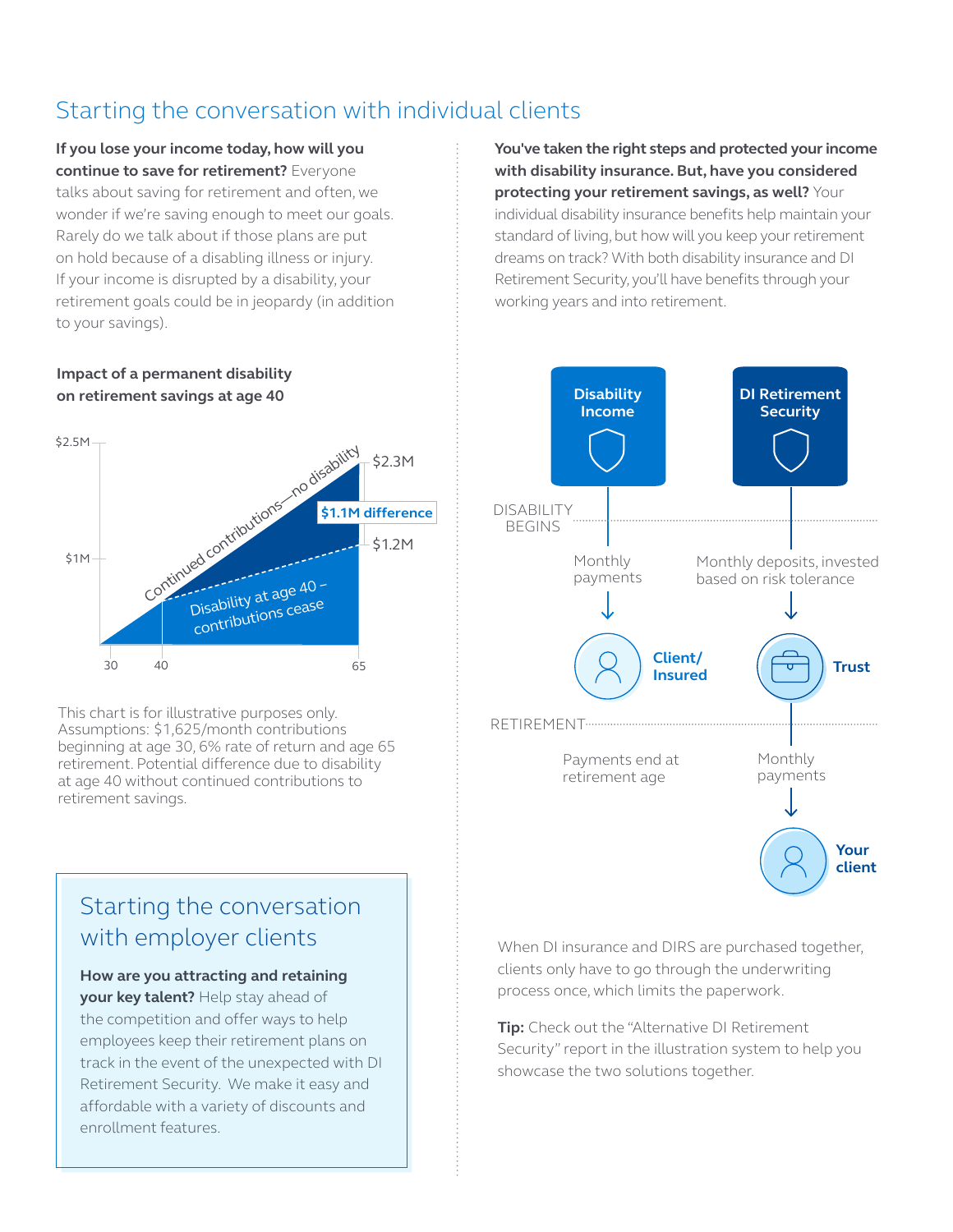# Starting the conversation with individual clients

**If you lose your income today, how will you continue to save for retirement?** Everyone talks about saving for retirement and often, we wonder if we're saving enough to meet our goals. Rarely do we talk about if those plans are put on hold because of a disabling illness or injury. If your income is disrupted by a disability, your retirement goals could be in jeopardy (in addition to your savings).

**Impact of a permanent disability on retirement savings at age 40**

$2.5M

$1M

Continued contributions—no disability

Disability at age 40 – contributions cease

$2.3M

**$1.1M difference**

$1.2M

30 40 65

This chart is for illustrative purposes only. Assumptions: $1,625/month contributions beginning at age 30, 6% rate of return and age 65 retirement. Potential difference due to disability at age 40 without continued contributions to retirement savings.

## Starting the conversation with employer clients

**How are you attracting and retaining your key talent?** Help stay ahead of the competition and offer ways to help employees keep their retirement plans on track in the event of the unexpected with DI Retirement Security. We make it easy and affordable with a variety of discounts and enrollment features.

**You've taken the right steps and protected your income with disability insurance. But, have you considered protecting your retirement savings, as well?** Your individual disability insurance benefits help maintain your standard of living, but how will you keep your retirement dreams on track? With both disability insurance and DI Retirement Security, you'll have benefits through your working years and into retirement.

**Disability Income** | **DI Retirement Security**

DISABILITY BEGINS

Monthly payments → **Client/ Insured**

Monthly deposits, invested based on risk tolerance → **Trust**

RETIREMENT

Payments end at retirement age

Monthly payments → **Your client**

When DI insurance and DIRS are purchased together, clients only have to go through the underwriting process once, which limits the paperwork.

**Tip:** Check out the "Alternative DI Retirement Security" report in the illustration system to help you showcase the two solutions together.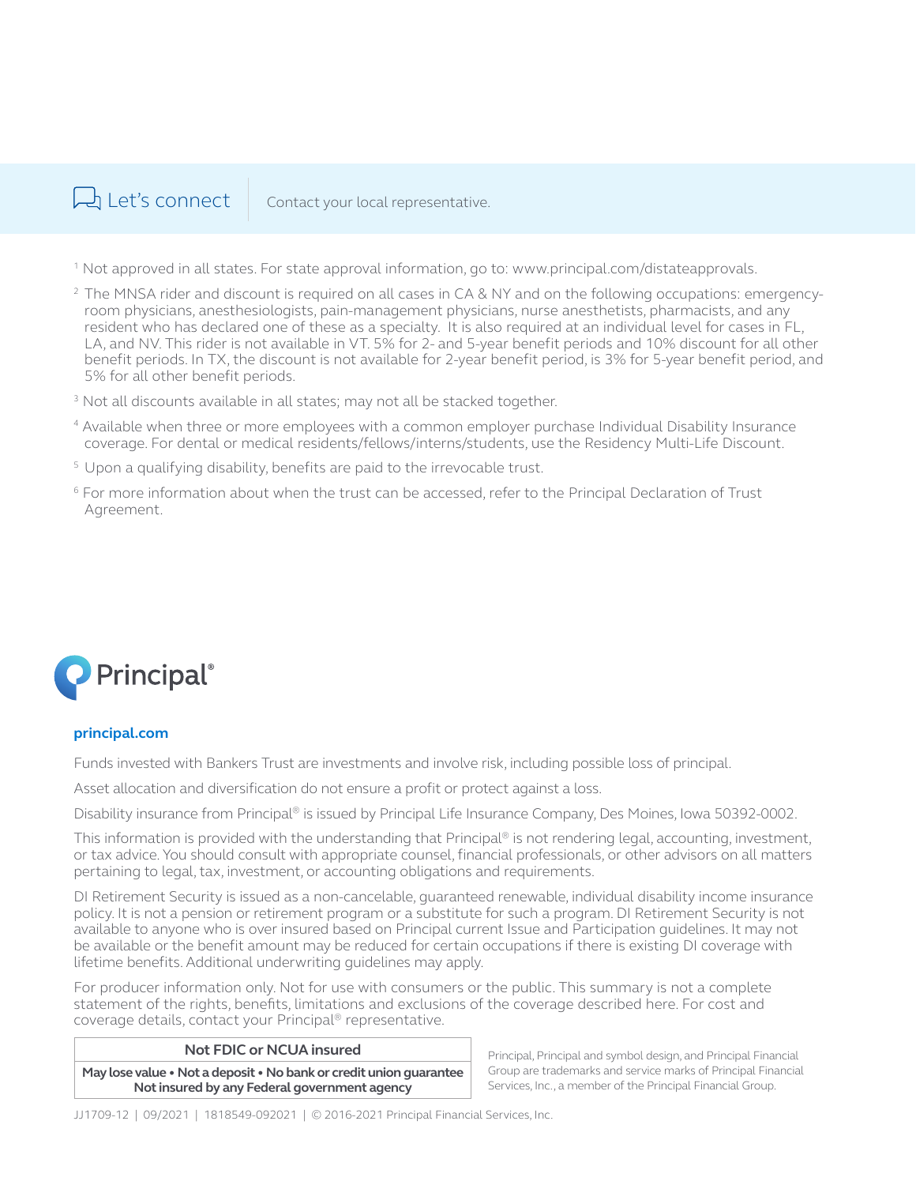## Let's connect

Contact your local representative.

[1] Not approved in all states. For state approval information, go to: www.principal.com/distateapprovals.

[2] The MNSA rider and discount is required on all cases in CA & NY and on the following occupations: emergency-room physicians, anesthesiologists, pain-management physicians, nurse anesthetists, pharmacists, and any resident who has declared one of these as a specialty. It is also required at an individual level for cases in FL, LA, and NV. This rider is not available in VT. 5% for 2- and 5-year benefit periods and 10% discount for all other benefit periods. In TX, the discount is not available for 2-year benefit period, is 3% for 5-year benefit period, and 5% for all other benefit periods.

[3] Not all discounts available in all states; may not all be stacked together.

[4] Available when three or more employees with a common employer purchase Individual Disability Insurance coverage. For dental or medical residents/fellows/interns/students, use the Residency Multi-Life Discount.

[5] Upon a qualifying disability, benefits are paid to the irrevocable trust.

[6] For more information about when the trust can be accessed, refer to the Principal Declaration of Trust Agreement.

Principal®

**principal.com**

Funds invested with Bankers Trust are investments and involve risk, including possible loss of principal.

Asset allocation and diversification do not ensure a profit or protect against a loss.

Disability insurance from Principal® is issued by Principal Life Insurance Company, Des Moines, Iowa 50392-0002.

This information is provided with the understanding that Principal® is not rendering legal, accounting, investment, or tax advice. You should consult with appropriate counsel, financial professionals, or other advisors on all matters pertaining to legal, tax, investment, or accounting obligations and requirements.

DI Retirement Security is issued as a non-cancelable, guaranteed renewable, individual disability income insurance policy. It is not a pension or retirement program or a substitute for such a program. DI Retirement Security is not available to anyone who is over insured based on Principal current Issue and Participation guidelines. It may not be available or the benefit amount may be reduced for certain occupations if there is existing DI coverage with lifetime benefits. Additional underwriting guidelines may apply.

For producer information only. Not for use with consumers or the public. This summary is not a complete statement of the rights, benefits, limitations and exclusions of the coverage described here. For cost and coverage details, contact your Principal® representative.

| **Not FDIC or NCUA insured** |
| --- |
| **May lose value • Not a deposit • No bank or credit union guarantee Not insured by any Federal government agency** |

Principal, Principal and symbol design, and Principal Financial Group are trademarks and service marks of Principal Financial Services, Inc., a member of the Principal Financial Group.

JJ1709-12 | 09/2021 | 1818549-092021 | © 2016-2021 Principal Financial Services, Inc.